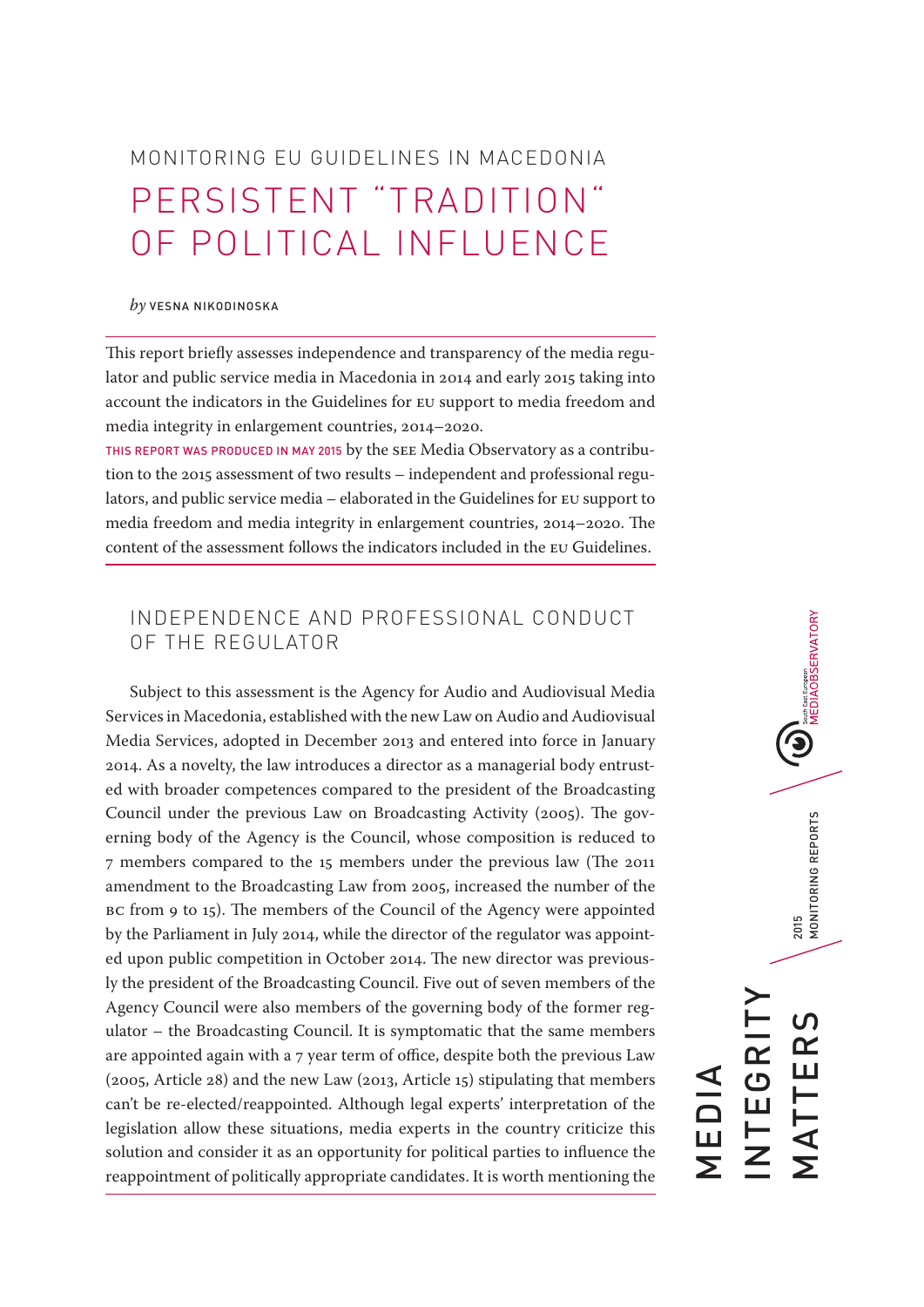MONITORING EU GUIDELINES IN MACEDONIA

# PERSISTENT "TRADITION" OF POLITICAL INFLUENCE

*by* VESNA NIKODINOSKA

This report briefly assesses independence and transparency of the media regulator and public service media in Macedonia in 2014 and early 2015 taking into account the indicators in the Guidelines for EU support to media freedom and media integrity in enlargement countries, 2014–2020.

THIS REPORT WAS PRODUCED IN MAY 2015 by the SEE Media Observatory as a contribution to the 2015 assessment of two results – independent and professional regulators, and public service media – elaborated in the Guidelines for EU support to media freedom and media integrity in enlargement countries, 2014–2020. The content of the assessment follows the indicators included in the EU Guidelines.

## INDEPENDENCE AND PROFESSIONAL CONDUCT OF THE REGULATOR

Subject to this assessment is the Agency for Audio and Audiovisual Media Services in Macedonia, established with the new Law on Audio and Audiovisual Media Services, adopted in December 2013 and entered into force in January 2014. As a novelty, the law introduces a director as a managerial body entrusted with broader competences compared to the president of the Broadcasting Council under the previous Law on Broadcasting Activity (2005). The governing body of the Agency is the Council, whose composition is reduced to 7 members compared to the 15 members under the previous law (The 2011 amendment to the Broadcasting Law from 2005, increased the number of the BC from 9 to 15). The members of the Council of the Agency were appointed by the Parliament in July 2014, while the director of the regulator was appointed upon public competition in October 2014. The new director was previously the president of the Broadcasting Council. Five out of seven members of the Agency Council were also members of the governing body of the former regulator – the Broadcasting Council. It is symptomatic that the same members are appointed again with a 7 year term of office, despite both the previous Law (2005, Article 28) and the new Law (2013, Article 15) stipulating that members can't be re-elected/reappointed. Although legal experts' interpretation of the legislation allow these situations, media experts in the country criticize this solution and consider it as an opportunity for political parties to influence the reappointment of politically appropriate candidates. It is worth mentioning the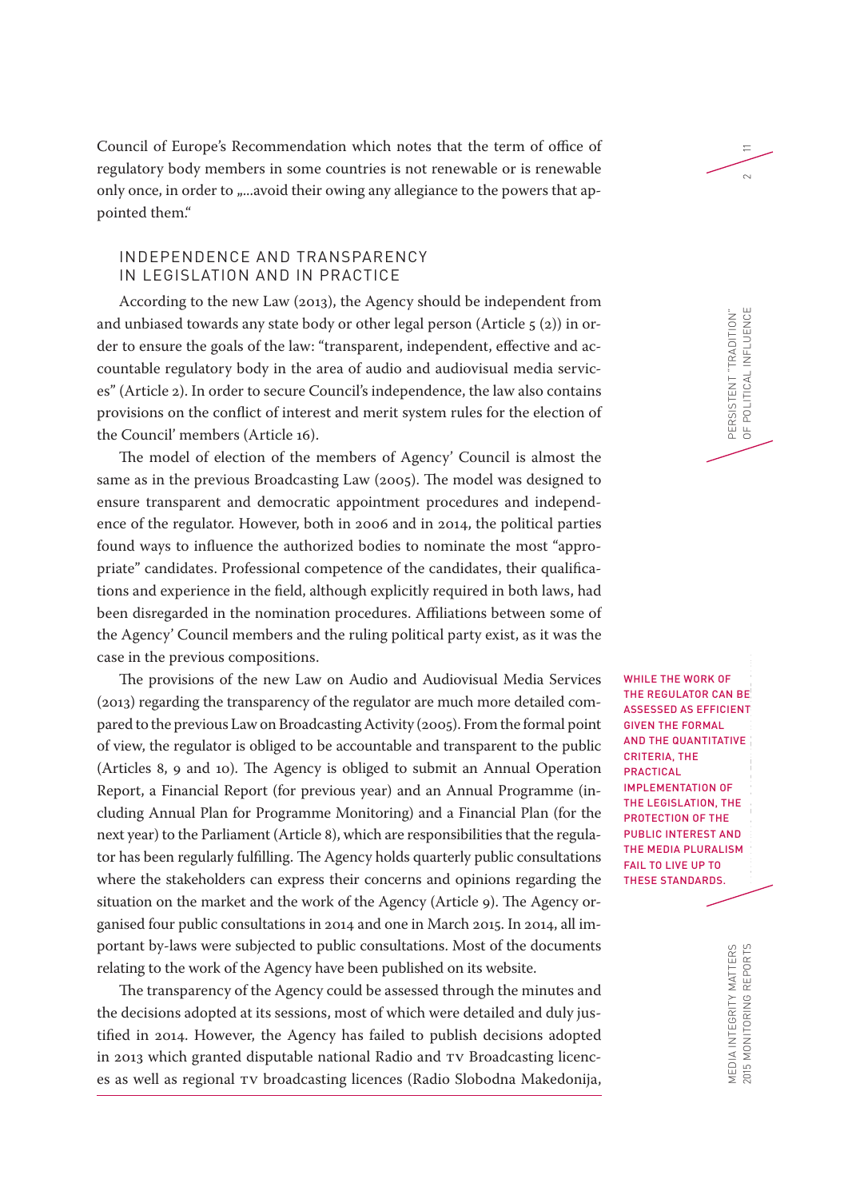Council of Europe's Recommendation which notes that the term of office of regulatory body members in some countries is not renewable or is renewable only once, in order to „...avoid their owing any allegiance to the powers that appointed them."

## INDEPENDENCE AND TRANSPARENCY IN LEGISLATION AND IN PRACTICE

According to the new Law (2013), the Agency should be independent from and unbiased towards any state body or other legal person (Article 5 (2)) in order to ensure the goals of the law: "transparent, independent, effective and accountable regulatory body in the area of audio and audiovisual media services" (Article 2). In order to secure Council's independence, the law also contains provisions on the conflict of interest and merit system rules for the election of the Council' members (Article 16).

The model of election of the members of Agency' Council is almost the same as in the previous Broadcasting Law (2005). The model was designed to ensure transparent and democratic appointment procedures and independence of the regulator. However, both in 2006 and in 2014, the political parties found ways to influence the authorized bodies to nominate the most "appropriate" candidates. Professional competence of the candidates, their qualifications and experience in the field, although explicitly required in both laws, had been disregarded in the nomination procedures. Affiliations between some of the Agency' Council members and the ruling political party exist, as it was the case in the previous compositions.

WHILE THE WORK OF THE REGULATOR CAN BE ASSESSED AS EFFICIENT GIVEN THE FORMAL AND THE QUANTITATIVE CRITERIA, THE PRACTICAL IMPLEMENTATION OF THE LEGISLATION, THE PROTECTION OF THE PUBLIC INTEREST AND THE MEDIA PLURALISM FAIL TO LIVE UP TO THESE STANDARDS.

The provisions of the new Law on Audio and Audiovisual Media Services (2013) regarding the transparency of the regulator are much more detailed compared to the previous Law on Broadcasting Activity (2005). From the formal point of view, the regulator is obliged to be accountable and transparent to the public (Articles 8, 9 and 10). The Agency is obliged to submit an Annual Operation Report, a Financial Report (for previous year) and an Annual Programme (including Annual Plan for Programme Monitoring) and a Financial Plan (for the next year) to the Parliament (Article 8), which are responsibilities that the regulator has been regularly fulfilling. The Agency holds quarterly public consultations where the stakeholders can express their concerns and opinions regarding the situation on the market and the work of the Agency (Article 9). The Agency organised four public consultations in 2014 and one in March 2015. In 2014, all important by-laws were subjected to public consultations. Most of the documents relating to the work of the Agency have been published on its website.

The transparency of the Agency could be assessed through the minutes and the decisions adopted at its sessions, most of which were detailed and duly justified in 2014. However, the Agency has failed to publish decisions adopted in 2013 which granted disputable national Radio and TV Broadcasting licences as well as regional TV broadcasting licences (Radio Slobodna Makedonija,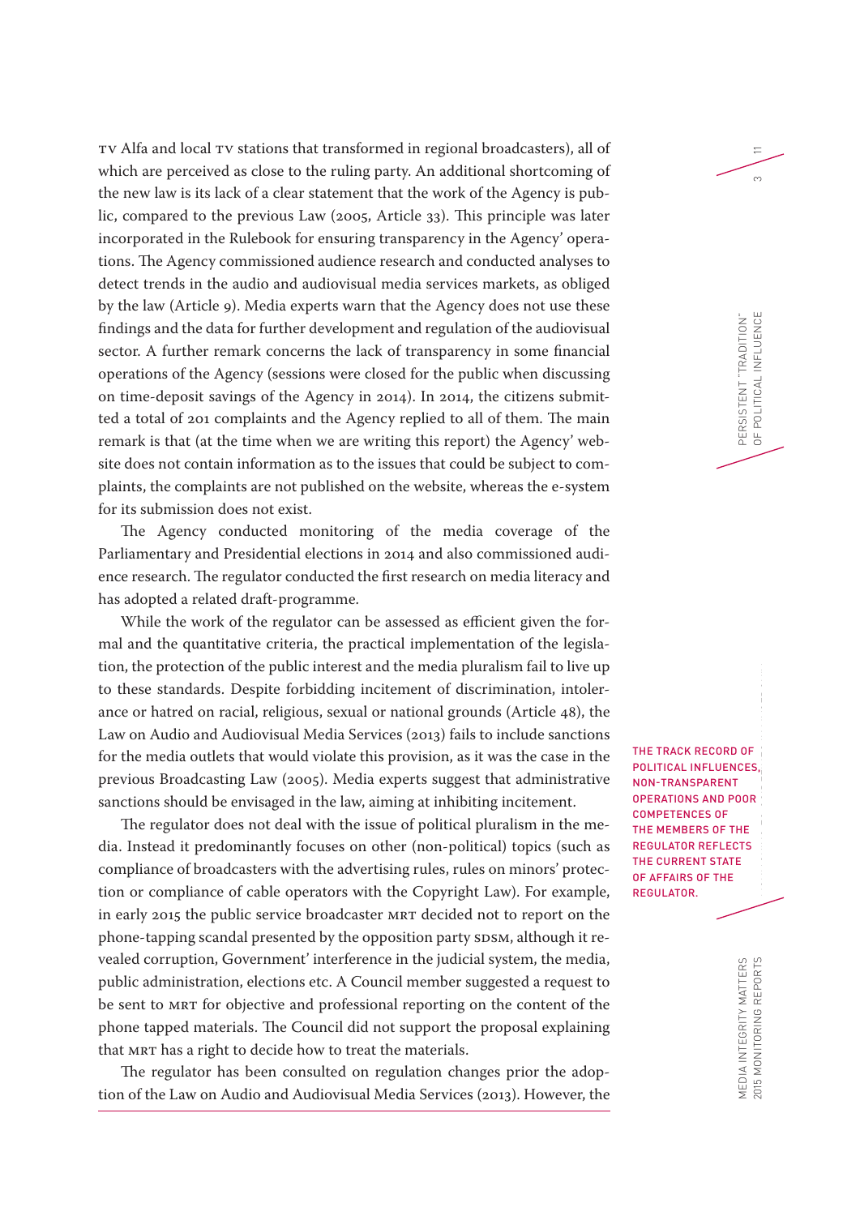TV Alfa and local TV stations that transformed in regional broadcasters), all of which are perceived as close to the ruling party. An additional shortcoming of the new law is its lack of a clear statement that the work of the Agency is public, compared to the previous Law (2005, Article 33). This principle was later incorporated in the Rulebook for ensuring transparency in the Agency' operations. The Agency commissioned audience research and conducted analyses to detect trends in the audio and audiovisual media services markets, as obliged by the law (Article 9). Media experts warn that the Agency does not use these findings and the data for further development and regulation of the audiovisual sector. A further remark concerns the lack of transparency in some financial operations of the Agency (sessions were closed for the public when discussing on time-deposit savings of the Agency in 2014). In 2014, the citizens submitted a total of 201 complaints and the Agency replied to all of them. The main remark is that (at the time when we are writing this report) the Agency' website does not contain information as to the issues that could be subject to complaints, the complaints are not published on the website, whereas the e-system for its submission does not exist.

The Agency conducted monitoring of the media coverage of the Parliamentary and Presidential elections in 2014 and also commissioned audience research. The regulator conducted the first research on media literacy and has adopted a related draft-programme.

While the work of the regulator can be assessed as efficient given the formal and the quantitative criteria, the practical implementation of the legislation, the protection of the public interest and the media pluralism fail to live up to these standards. Despite forbidding incitement of discrimination, intolerance or hatred on racial, religious, sexual or national grounds (Article 48), the Law on Audio and Audiovisual Media Services (2013) fails to include sanctions for the media outlets that would violate this provision, as it was the case in the previous Broadcasting Law (2005). Media experts suggest that administrative sanctions should be envisaged in the law, aiming at inhibiting incitement.

**THE TRACK RECORD OF POLITICAL INFLUENCES, NON-TRANSPARENT OPERATIONS AND POOR COMPETENCES OF THE MEMBERS OF THE REGULATOR REFLECTS THE CURRENT STATE OF AFFAIRS OF THE REGULATOR.**

The regulator does not deal with the issue of political pluralism in the media. Instead it predominantly focuses on other (non-political) topics (such as compliance of broadcasters with the advertising rules, rules on minors' protection or compliance of cable operators with the Copyright Law). For example, in early 2015 the public service broadcaster MRT decided not to report on the phone-tapping scandal presented by the opposition party SDSM, although it revealed corruption, Government' interference in the judicial system, the media, public administration, elections etc. A Council member suggested a request to be sent to MRT for objective and professional reporting on the content of the phone tapped materials. The Council did not support the proposal explaining that MRT has a right to decide how to treat the materials.

The regulator has been consulted on regulation changes prior the adoption of the Law on Audio and Audiovisual Media Services (2013). However, the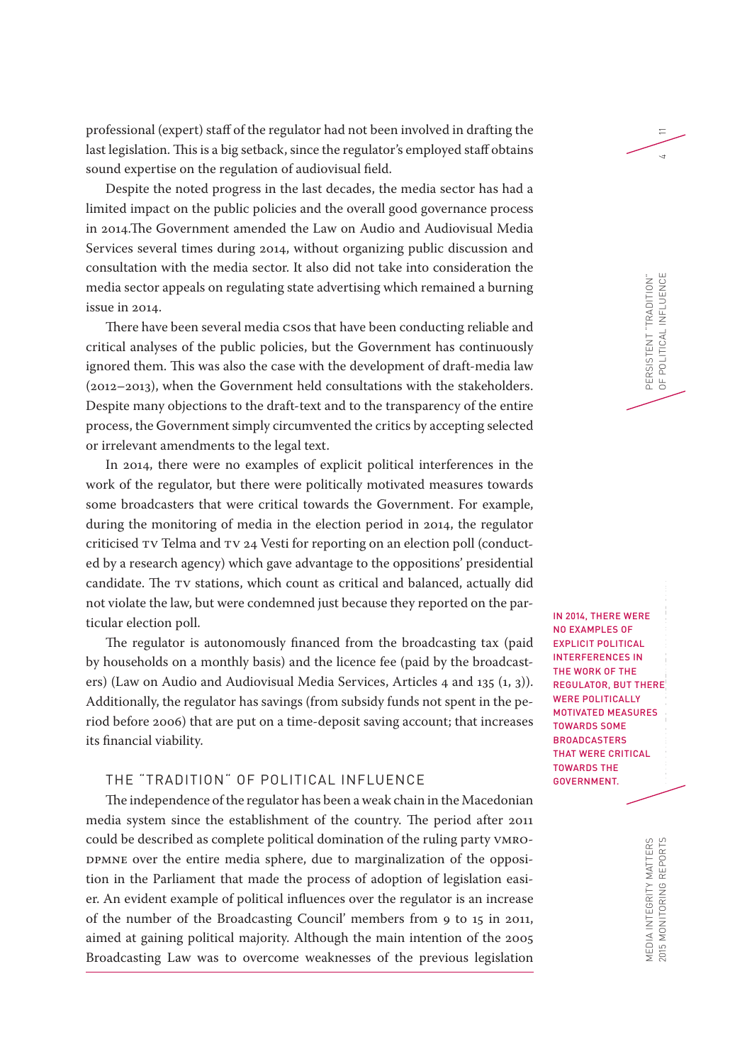professional (expert) staff of the regulator had not been involved in drafting the last legislation. This is a big setback, since the regulator's employed staff obtains sound expertise on the regulation of audiovisual field.

Despite the noted progress in the last decades, the media sector has had a limited impact on the public policies and the overall good governance process in 2014.The Government amended the Law on Audio and Audiovisual Media Services several times during 2014, without organizing public discussion and consultation with the media sector. It also did not take into consideration the media sector appeals on regulating state advertising which remained a burning issue in 2014.

There have been several media CSOs that have been conducting reliable and critical analyses of the public policies, but the Government has continuously ignored them. This was also the case with the development of draft-media law (2012–2013), when the Government held consultations with the stakeholders. Despite many objections to the draft-text and to the transparency of the entire process, the Government simply circumvented the critics by accepting selected or irrelevant amendments to the legal text.

In 2014, there were no examples of explicit political interferences in the work of the regulator, but there were politically motivated measures towards some broadcasters that were critical towards the Government. For example, during the monitoring of media in the election period in 2014, the regulator criticised TV Telma and TV 24 Vesti for reporting on an election poll (conducted by a research agency) which gave advantage to the oppositions' presidential candidate. The TV stations, which count as critical and balanced, actually did not violate the law, but were condemned just because they reported on the particular election poll.

IN 2014, THERE WERE NO EXAMPLES OF EXPLICIT POLITICAL INTERFERENCES IN THE WORK OF THE REGULATOR, BUT THERE WERE POLITICALLY MOTIVATED MEASURES TOWARDS SOME BROADCASTERS THAT WERE CRITICAL TOWARDS THE GOVERNMENT.

The regulator is autonomously financed from the broadcasting tax (paid by households on a monthly basis) and the licence fee (paid by the broadcasters) (Law on Audio and Audiovisual Media Services, Articles 4 and 135 (1, 3)). Additionally, the regulator has savings (from subsidy funds not spent in the period before 2006) that are put on a time-deposit saving account; that increases its financial viability.

## THE "TRADITION" OF POLITICAL INFLUENCE

The independence of the regulator has been a weak chain in the Macedonian media system since the establishment of the country. The period after 2011 could be described as complete political domination of the ruling party VMRO-DPMNE over the entire media sphere, due to marginalization of the opposition in the Parliament that made the process of adoption of legislation easier. An evident example of political influences over the regulator is an increase of the number of the Broadcasting Council' members from 9 to 15 in 2011, aimed at gaining political majority. Although the main intention of the 2005 Broadcasting Law was to overcome weaknesses of the previous legislation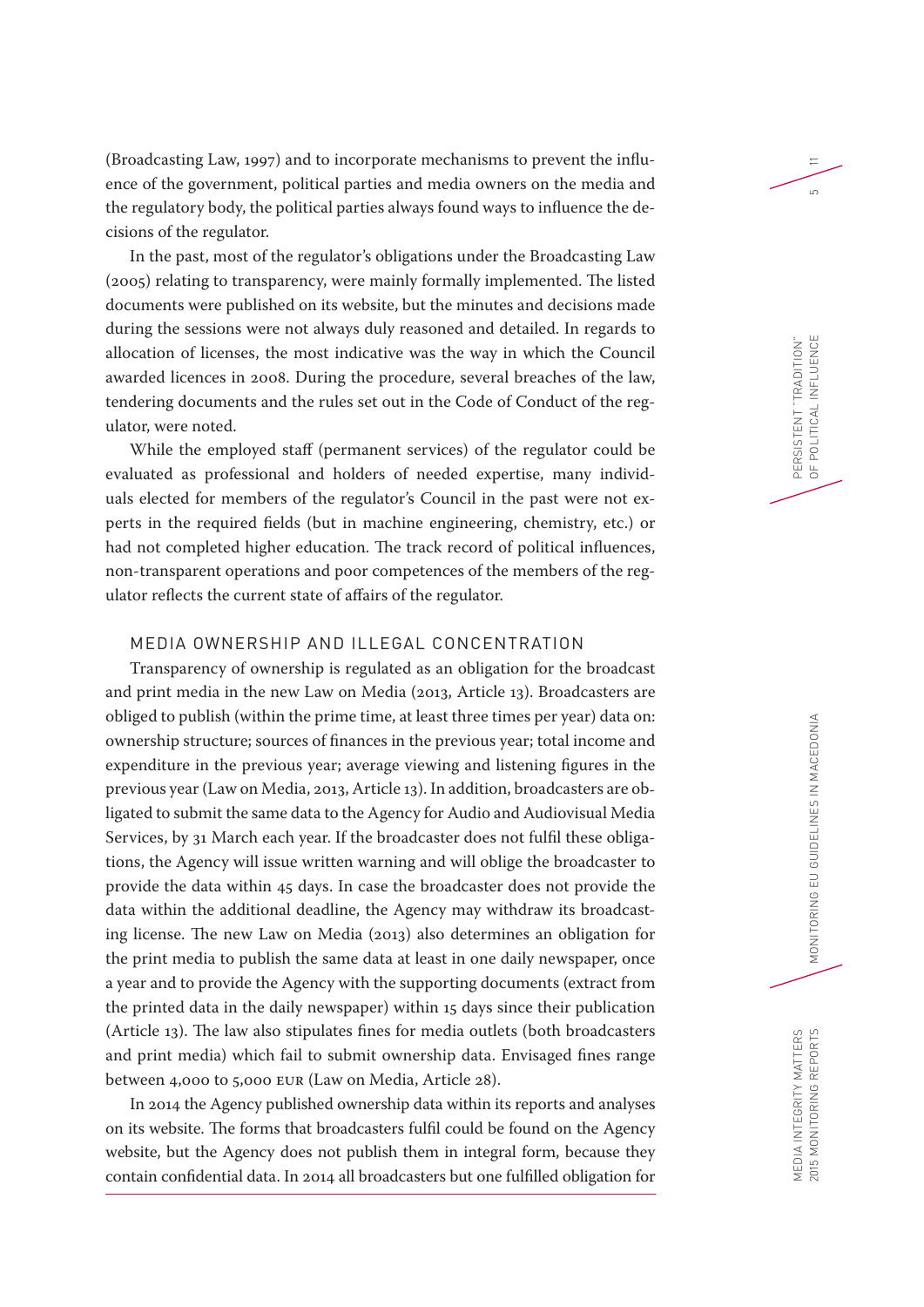(Broadcasting Law, 1997) and to incorporate mechanisms to prevent the influence of the government, political parties and media owners on the media and the regulatory body, the political parties always found ways to influence the decisions of the regulator.

In the past, most of the regulator's obligations under the Broadcasting Law (2005) relating to transparency, were mainly formally implemented. The listed documents were published on its website, but the minutes and decisions made during the sessions were not always duly reasoned and detailed. In regards to allocation of licenses, the most indicative was the way in which the Council awarded licences in 2008. During the procedure, several breaches of the law, tendering documents and the rules set out in the Code of Conduct of the regulator, were noted.

While the employed staff (permanent services) of the regulator could be evaluated as professional and holders of needed expertise, many individuals elected for members of the regulator's Council in the past were not experts in the required fields (but in machine engineering, chemistry, etc.) or had not completed higher education. The track record of political influences, non-transparent operations and poor competences of the members of the regulator reflects the current state of affairs of the regulator.

## MEDIA OWNERSHIP AND ILLEGAL CONCENTRATION

Transparency of ownership is regulated as an obligation for the broadcast and print media in the new Law on Media (2013, Article 13). Broadcasters are obliged to publish (within the prime time, at least three times per year) data on: ownership structure; sources of finances in the previous year; total income and expenditure in the previous year; average viewing and listening figures in the previous year (Law on Media, 2013, Article 13). In addition, broadcasters are obligated to submit the same data to the Agency for Audio and Audiovisual Media Services, by 31 March each year. If the broadcaster does not fulfil these obligations, the Agency will issue written warning and will oblige the broadcaster to provide the data within 45 days. In case the broadcaster does not provide the data within the additional deadline, the Agency may withdraw its broadcasting license. The new Law on Media (2013) also determines an obligation for the print media to publish the same data at least in one daily newspaper, once a year and to provide the Agency with the supporting documents (extract from the printed data in the daily newspaper) within 15 days since their publication (Article 13). The law also stipulates fines for media outlets (both broadcasters and print media) which fail to submit ownership data. Envisaged fines range between 4,000 to 5,000 EUR (Law on Media, Article 28).

In 2014 the Agency published ownership data within its reports and analyses on its website. The forms that broadcasters fulfil could be found on the Agency website, but the Agency does not publish them in integral form, because they contain confidential data. In 2014 all broadcasters but one fulfilled obligation for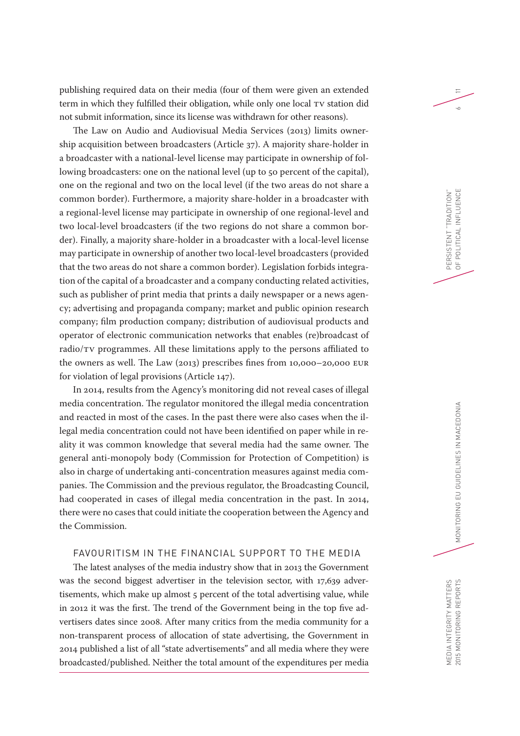publishing required data on their media (four of them were given an extended term in which they fulfilled their obligation, while only one local TV station did not submit information, since its license was withdrawn for other reasons).

The Law on Audio and Audiovisual Media Services (2013) limits ownership acquisition between broadcasters (Article 37). A majority share-holder in a broadcaster with a national-level license may participate in ownership of following broadcasters: one on the national level (up to 50 percent of the capital), one on the regional and two on the local level (if the two areas do not share a common border). Furthermore, a majority share-holder in a broadcaster with a regional-level license may participate in ownership of one regional-level and two local-level broadcasters (if the two regions do not share a common border). Finally, a majority share-holder in a broadcaster with a local-level license may participate in ownership of another two local-level broadcasters (provided that the two areas do not share a common border). Legislation forbids integration of the capital of a broadcaster and a company conducting related activities, such as publisher of print media that prints a daily newspaper or a news agency; advertising and propaganda company; market and public opinion research company; film production company; distribution of audiovisual products and operator of electronic communication networks that enables (re)broadcast of radio/TV programmes. All these limitations apply to the persons affiliated to the owners as well. The Law (2013) prescribes fines from 10,000–20,000 EUR for violation of legal provisions (Article 147).

In 2014, results from the Agency's monitoring did not reveal cases of illegal media concentration. The regulator monitored the illegal media concentration and reacted in most of the cases. In the past there were also cases when the illegal media concentration could not have been identified on paper while in reality it was common knowledge that several media had the same owner. The general anti-monopoly body (Commission for Protection of Competition) is also in charge of undertaking anti-concentration measures against media companies. The Commission and the previous regulator, the Broadcasting Council, had cooperated in cases of illegal media concentration in the past. In 2014, there were no cases that could initiate the cooperation between the Agency and the Commission.

## FAVOURITISM IN THE FINANCIAL SUPPORT TO THE MEDIA

The latest analyses of the media industry show that in 2013 the Government was the second biggest advertiser in the television sector, with 17,639 advertisements, which make up almost 5 percent of the total advertising value, while in 2012 it was the first. The trend of the Government being in the top five advertisers dates since 2008. After many critics from the media community for a non-transparent process of allocation of state advertising, the Government in 2014 published a list of all "state advertisements" and all media where they were broadcasted/published. Neither the total amount of the expenditures per media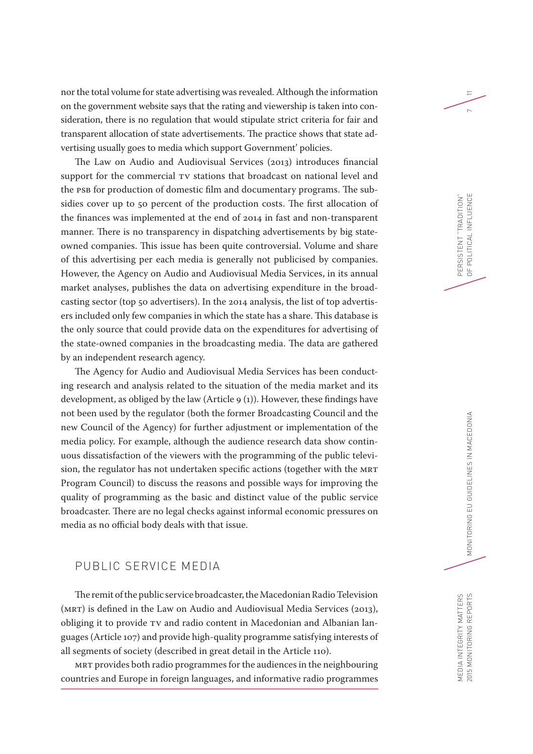nor the total volume for state advertising was revealed. Although the information on the government website says that the rating and viewership is taken into consideration, there is no regulation that would stipulate strict criteria for fair and transparent allocation of state advertisements. The practice shows that state advertising usually goes to media which support Government' policies.

The Law on Audio and Audiovisual Services (2013) introduces financial support for the commercial TV stations that broadcast on national level and the PSB for production of domestic film and documentary programs. The subsidies cover up to 50 percent of the production costs. The first allocation of the finances was implemented at the end of 2014 in fast and non-transparent manner. There is no transparency in dispatching advertisements by big state-owned companies. This issue has been quite controversial. Volume and share of this advertising per each media is generally not publicised by companies. However, the Agency on Audio and Audiovisual Media Services, in its annual market analyses, publishes the data on advertising expenditure in the broadcasting sector (top 50 advertisers). In the 2014 analysis, the list of top advertisers included only few companies in which the state has a share. This database is the only source that could provide data on the expenditures for advertising of the state-owned companies in the broadcasting media. The data are gathered by an independent research agency.

The Agency for Audio and Audiovisual Media Services has been conducting research and analysis related to the situation of the media market and its development, as obliged by the law (Article 9 (1)). However, these findings have not been used by the regulator (both the former Broadcasting Council and the new Council of the Agency) for further adjustment or implementation of the media policy. For example, although the audience research data show continuous dissatisfaction of the viewers with the programming of the public television, the regulator has not undertaken specific actions (together with the MRT Program Council) to discuss the reasons and possible ways for improving the quality of programming as the basic and distinct value of the public service broadcaster. There are no legal checks against informal economic pressures on media as no official body deals with that issue.

## PUBLIC SERVICE MEDIA

The remit of the public service broadcaster, the Macedonian Radio Television (MRT) is defined in the Law on Audio and Audiovisual Media Services (2013), obliging it to provide TV and radio content in Macedonian and Albanian languages (Article 107) and provide high-quality programme satisfying interests of all segments of society (described in great detail in the Article 110).

MRT provides both radio programmes for the audiences in the neighbouring countries and Europe in foreign languages, and informative radio programmes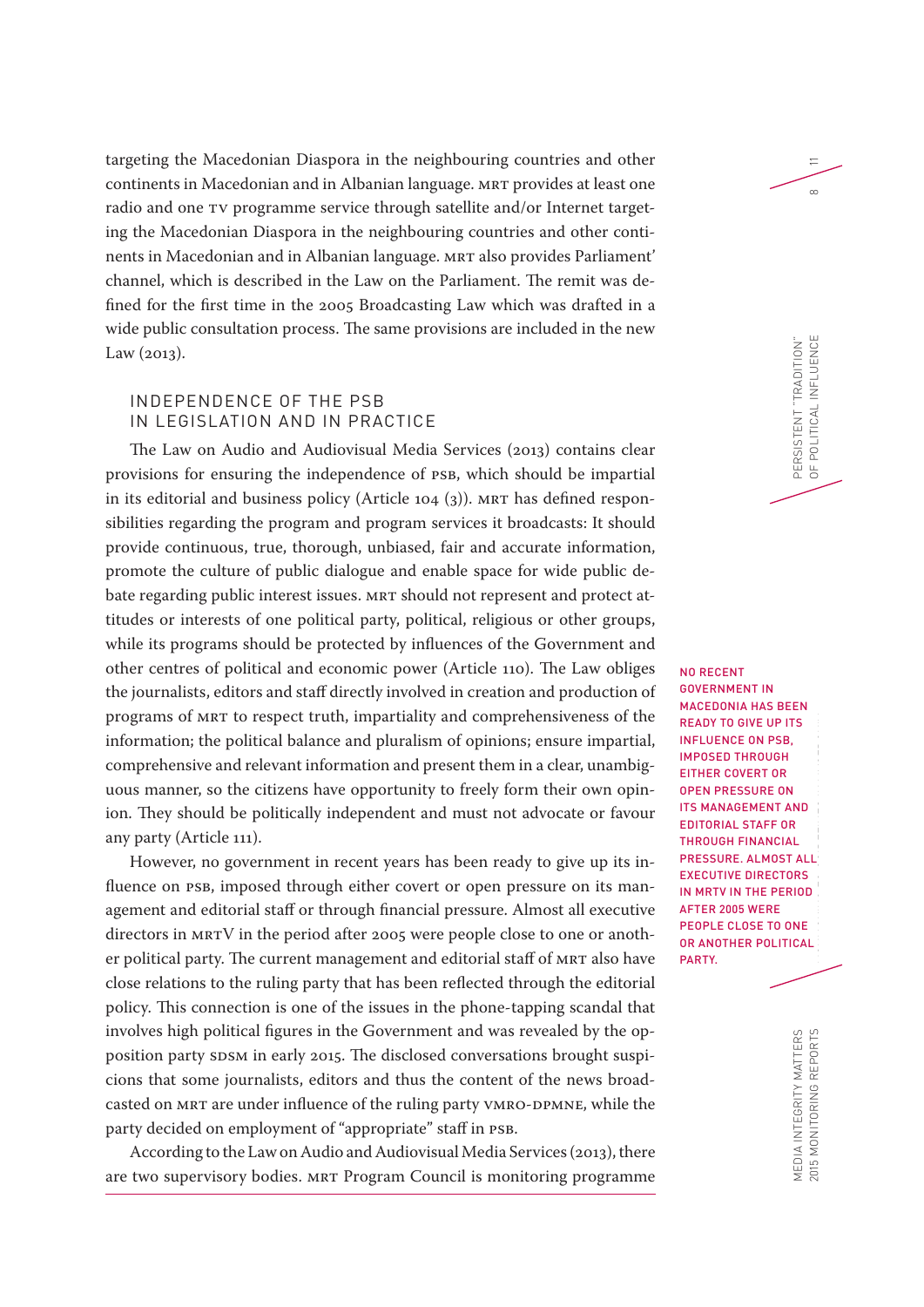targeting the Macedonian Diaspora in the neighbouring countries and other continents in Macedonian and in Albanian language. MRT provides at least one radio and one TV programme service through satellite and/or Internet targeting the Macedonian Diaspora in the neighbouring countries and other continents in Macedonian and in Albanian language. MRT also provides Parliament' channel, which is described in the Law on the Parliament. The remit was defined for the first time in the 2005 Broadcasting Law which was drafted in a wide public consultation process. The same provisions are included in the new Law (2013).

## INDEPENDENCE OF THE PSB IN LEGISLATION AND IN PRACTICE

The Law on Audio and Audiovisual Media Services (2013) contains clear provisions for ensuring the independence of PSB, which should be impartial in its editorial and business policy (Article 104 (3)). MRT has defined responsibilities regarding the program and program services it broadcasts: It should provide continuous, true, thorough, unbiased, fair and accurate information, promote the culture of public dialogue and enable space for wide public debate regarding public interest issues. MRT should not represent and protect attitudes or interests of one political party, political, religious or other groups, while its programs should be protected by influences of the Government and other centres of political and economic power (Article 110). The Law obliges the journalists, editors and staff directly involved in creation and production of programs of MRT to respect truth, impartiality and comprehensiveness of the information; the political balance and pluralism of opinions; ensure impartial, comprehensive and relevant information and present them in a clear, unambiguous manner, so the citizens have opportunity to freely form their own opinion. They should be politically independent and must not advocate or favour any party (Article 111).

**NO RECENT GOVERNMENT IN MACEDONIA HAS BEEN READY TO GIVE UP ITS INFLUENCE ON PSB, IMPOSED THROUGH EITHER COVERT OR OPEN PRESSURE ON ITS MANAGEMENT AND EDITORIAL STAFF OR THROUGH FINANCIAL PRESSURE. ALMOST ALL EXECUTIVE DIRECTORS IN MRTV IN THE PERIOD AFTER 2005 WERE PEOPLE CLOSE TO ONE OR ANOTHER POLITICAL PARTY.**

However, no government in recent years has been ready to give up its influence on PSB, imposed through either covert or open pressure on its management and editorial staff or through financial pressure. Almost all executive directors in MRTV in the period after 2005 were people close to one or another political party. The current management and editorial staff of MRT also have close relations to the ruling party that has been reflected through the editorial policy. This connection is one of the issues in the phone-tapping scandal that involves high political figures in the Government and was revealed by the opposition party SDSM in early 2015. The disclosed conversations brought suspicions that some journalists, editors and thus the content of the news broadcasted on MRT are under influence of the ruling party VMRO-DPMNE, while the party decided on employment of "appropriate" staff in PSB.

According to the Law on Audio and Audiovisual Media Services (2013), there are two supervisory bodies. MRT Program Council is monitoring programme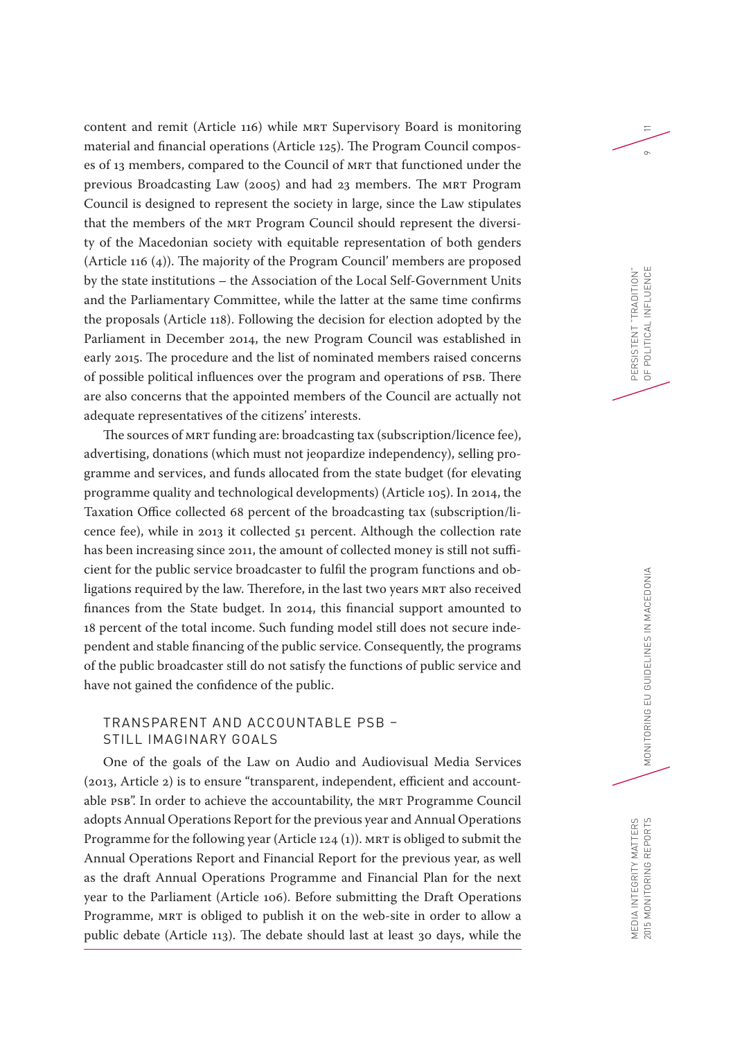content and remit (Article 116) while MRT Supervisory Board is monitoring material and financial operations (Article 125). The Program Council composes of 13 members, compared to the Council of MRT that functioned under the previous Broadcasting Law (2005) and had 23 members. The MRT Program Council is designed to represent the society in large, since the Law stipulates that the members of the MRT Program Council should represent the diversity of the Macedonian society with equitable representation of both genders (Article 116 (4)). The majority of the Program Council' members are proposed by the state institutions – the Association of the Local Self-Government Units and the Parliamentary Committee, while the latter at the same time confirms the proposals (Article 118). Following the decision for election adopted by the Parliament in December 2014, the new Program Council was established in early 2015. The procedure and the list of nominated members raised concerns of possible political influences over the program and operations of PSB. There are also concerns that the appointed members of the Council are actually not adequate representatives of the citizens' interests.

The sources of MRT funding are: broadcasting tax (subscription/licence fee), advertising, donations (which must not jeopardize independency), selling programme and services, and funds allocated from the state budget (for elevating programme quality and technological developments) (Article 105). In 2014, the Taxation Office collected 68 percent of the broadcasting tax (subscription/licence fee), while in 2013 it collected 51 percent. Although the collection rate has been increasing since 2011, the amount of collected money is still not sufficient for the public service broadcaster to fulfil the program functions and obligations required by the law. Therefore, in the last two years MRT also received finances from the State budget. In 2014, this financial support amounted to 18 percent of the total income. Such funding model still does not secure independent and stable financing of the public service. Consequently, the programs of the public broadcaster still do not satisfy the functions of public service and have not gained the confidence of the public.

## TRANSPARENT AND ACCOUNTABLE PSB – STILL IMAGINARY GOALS

One of the goals of the Law on Audio and Audiovisual Media Services (2013, Article 2) is to ensure "transparent, independent, efficient and accountable PSB". In order to achieve the accountability, the MRT Programme Council adopts Annual Operations Report for the previous year and Annual Operations Programme for the following year (Article 124 (1)). MRT is obliged to submit the Annual Operations Report and Financial Report for the previous year, as well as the draft Annual Operations Programme and Financial Plan for the next year to the Parliament (Article 106). Before submitting the Draft Operations Programme, MRT is obliged to publish it on the web-site in order to allow a public debate (Article 113). The debate should last at least 30 days, while the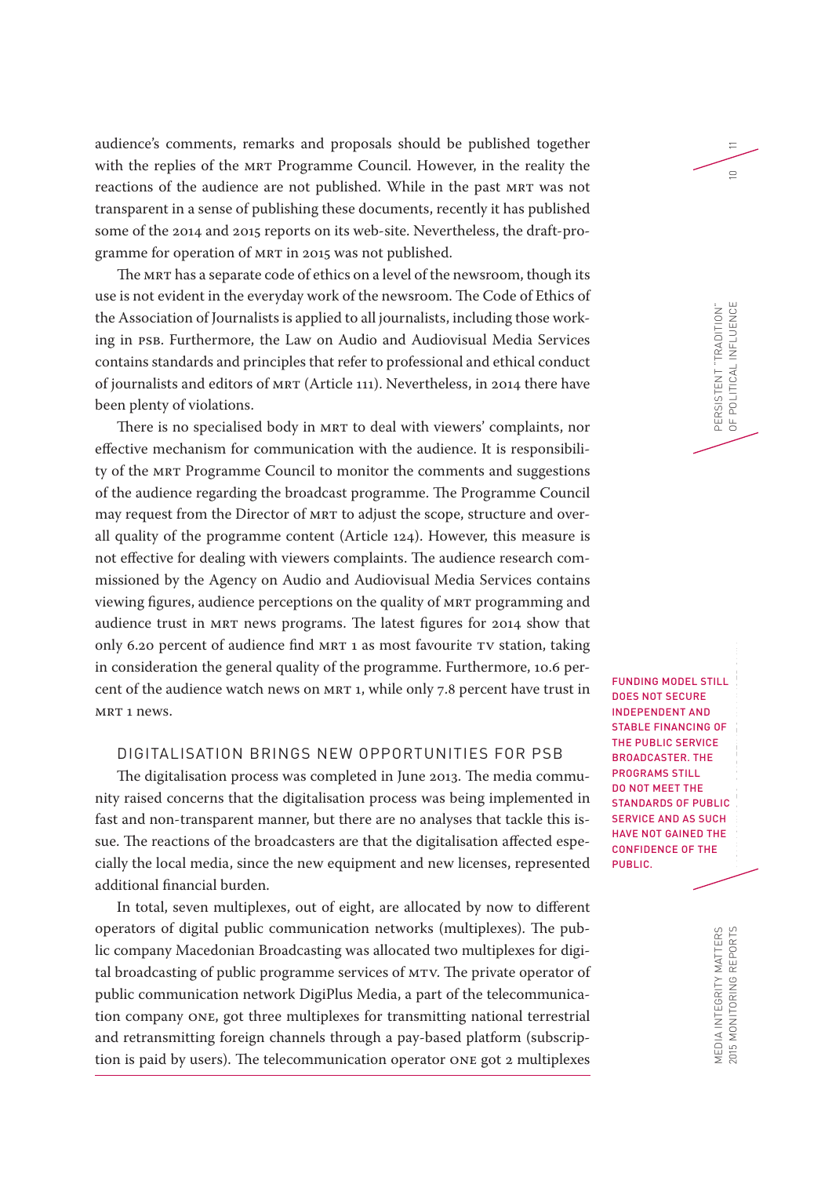audience's comments, remarks and proposals should be published together with the replies of the MRT Programme Council. However, in the reality the reactions of the audience are not published. While in the past MRT was not transparent in a sense of publishing these documents, recently it has published some of the 2014 and 2015 reports on its web-site. Nevertheless, the draft-programme for operation of MRT in 2015 was not published.

The MRT has a separate code of ethics on a level of the newsroom, though its use is not evident in the everyday work of the newsroom. The Code of Ethics of the Association of Journalists is applied to all journalists, including those working in PSB. Furthermore, the Law on Audio and Audiovisual Media Services contains standards and principles that refer to professional and ethical conduct of journalists and editors of MRT (Article 111). Nevertheless, in 2014 there have been plenty of violations.

There is no specialised body in MRT to deal with viewers' complaints, nor effective mechanism for communication with the audience. It is responsibility of the MRT Programme Council to monitor the comments and suggestions of the audience regarding the broadcast programme. The Programme Council may request from the Director of MRT to adjust the scope, structure and overall quality of the programme content (Article 124). However, this measure is not effective for dealing with viewers complaints. The audience research commissioned by the Agency on Audio and Audiovisual Media Services contains viewing figures, audience perceptions on the quality of MRT programming and audience trust in MRT news programs. The latest figures for 2014 show that only 6.20 percent of audience find MRT 1 as most favourite TV station, taking in consideration the general quality of the programme. Furthermore, 10.6 percent of the audience watch news on MRT 1, while only 7.8 percent have trust in MRT 1 news.

**FUNDING MODEL STILL DOES NOT SECURE INDEPENDENT AND STABLE FINANCING OF THE PUBLIC SERVICE BROADCASTER. THE PROGRAMS STILL DO NOT MEET THE STANDARDS OF PUBLIC SERVICE AND AS SUCH HAVE NOT GAINED THE CONFIDENCE OF THE PUBLIC.**

## DIGITALISATION BRINGS NEW OPPORTUNITIES FOR PSB

The digitalisation process was completed in June 2013. The media community raised concerns that the digitalisation process was being implemented in fast and non-transparent manner, but there are no analyses that tackle this issue. The reactions of the broadcasters are that the digitalisation affected especially the local media, since the new equipment and new licenses, represented additional financial burden.

In total, seven multiplexes, out of eight, are allocated by now to different operators of digital public communication networks (multiplexes). The public company Macedonian Broadcasting was allocated two multiplexes for digital broadcasting of public programme services of MTV. The private operator of public communication network DigiPlus Media, a part of the telecommunication company ONE, got three multiplexes for transmitting national terrestrial and retransmitting foreign channels through a pay-based platform (subscription is paid by users). The telecommunication operator ONE got 2 multiplexes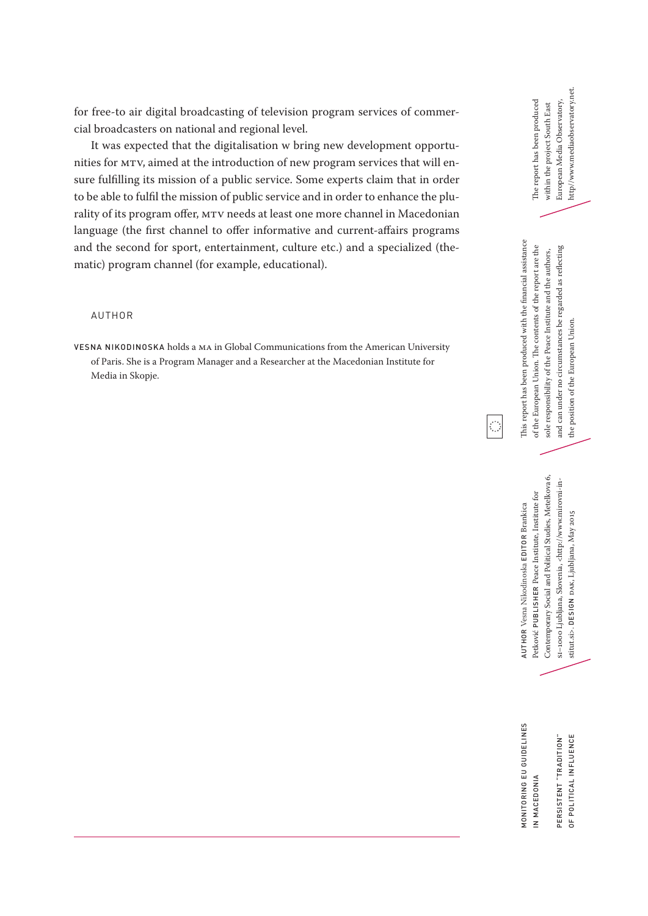for free-to air digital broadcasting of television program services of commercial broadcasters on national and regional level.

It was expected that the digitalisation w bring new development opportunities for MTV, aimed at the introduction of new program services that will ensure fulfilling its mission of a public service. Some experts claim that in order to be able to fulfil the mission of public service and in order to enhance the plurality of its program offer, MTV needs at least one more channel in Macedonian language (the first channel to offer informative and current-affairs programs and the second for sport, entertainment, culture etc.) and a specialized (thematic) program channel (for example, educational).

## AUTHOR

**VESNA NIKODINOSKA** holds a MA in Global Communications from the American University of Paris. She is a Program Manager and a Researcher at the Macedonian Institute for Media in Skopje.

MONITORING EU GUIDELINES IN MACEDONIA

PERSISTENT "TRADITION" OF POLITICAL INFLUENCE

**AUTHOR** Vesna Nikodinoska **EDITOR** Brankica Petković **PUBLISHER** Peace Institute, Institute for Contemporary Social and Political Studies, Metelkova 6, SI–1000 Ljubljana, Slovenia, <http://www.mirovni-institut.si>. **DESIGN** DAK, Ljubljana, May 2015

This report has been produced with the financial assistance of the European Union. The contents of the report are the sole responsibility of the Peace Institute and the authors, and can under no circumstances be regarded as reflecting the position of the European Union.

The report has been produced within the project South East European Media Observatory, http//www.mediaobservatory.net.